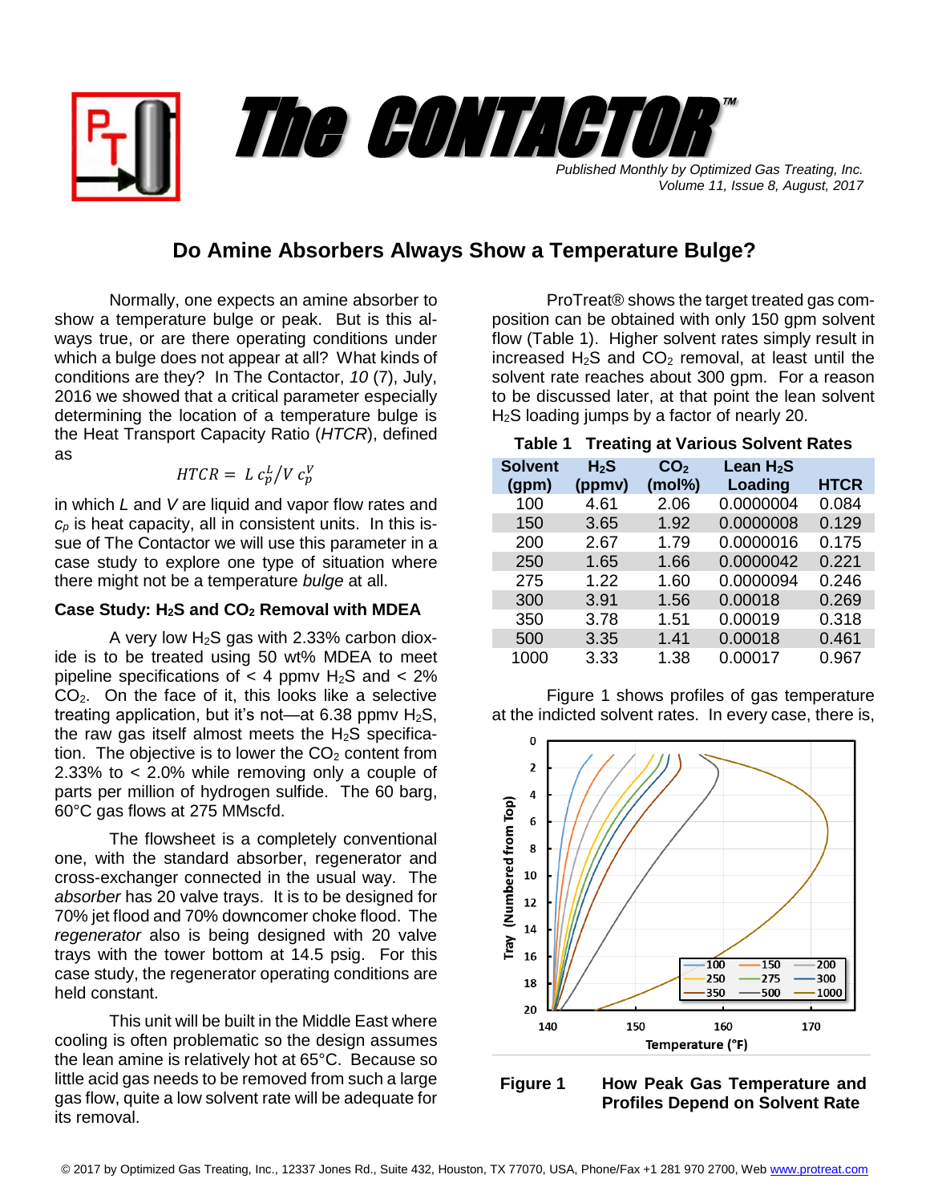# The CONTACTOR™

*Published Monthly by Optimized Gas Treating, Inc.*
*Volume 11, Issue 8, August, 2017*

## Do Amine Absorbers Always Show a Temperature Bulge?

Normally, one expects an amine absorber to show a temperature bulge or peak. But is this always true, or are there operating conditions under which a bulge does not appear at all? What kinds of conditions are they? In The Contactor, *10* (7), July, 2016 we showed that a critical parameter especially determining the location of a temperature bulge is the Heat Transport Capacity Ratio (*HTCR*), defined as

$$HTCR = L\, c_p^L / V\, c_p^V$$

in which *L* and *V* are liquid and vapor flow rates and $c_p$ is heat capacity, all in consistent units. In this issue of The Contactor we will use this parameter in a case study to explore one type of situation where there might not be a temperature *bulge* at all.

### Case Study: $H_2S$ and $CO_2$ Removal with MDEA

A very low $H_2S$ gas with 2.33% carbon dioxide is to be treated using 50 wt% MDEA to meet pipeline specifications of < 4 ppmv $H_2S$ and < 2% $CO_2$. On the face of it, this looks like a selective treating application, but it's not—at 6.38 ppmv $H_2S$, the raw gas itself almost meets the $H_2S$ specification. The objective is to lower the $CO_2$ content from 2.33% to < 2.0% while removing only a couple of parts per million of hydrogen sulfide. The 60 barg, 60°C gas flows at 275 MMscfd.

The flowsheet is a completely conventional one, with the standard absorber, regenerator and cross-exchanger connected in the usual way. The *absorber* has 20 valve trays. It is to be designed for 70% jet flood and 70% downcomer choke flood. The *regenerator* also is being designed with 20 valve trays with the tower bottom at 14.5 psig. For this case study, the regenerator operating conditions are held constant.

This unit will be built in the Middle East where cooling is often problematic so the design assumes the lean amine is relatively hot at 65°C. Because so little acid gas needs to be removed from such a large gas flow, quite a low solvent rate will be adequate for its removal.

ProTreat® shows the target treated gas composition can be obtained with only 150 gpm solvent flow (Table 1). Higher solvent rates simply result in increased $H_2S$ and $CO_2$ removal, at least until the solvent rate reaches about 300 gpm. For a reason to be discussed later, at that point the lean solvent $H_2S$ loading jumps by a factor of nearly 20.

**Table 1 Treating at Various Solvent Rates**

| Solvent (gpm) | $H_2S$ (ppmv) | $CO_2$ (mol%) | Lean $H_2S$ Loading | HTCR |
|---|---|---|---|---|
| 100 | 4.61 | 2.06 | 0.0000004 | 0.084 |
| 150 | 3.65 | 1.92 | 0.0000008 | 0.129 |
| 200 | 2.67 | 1.79 | 0.0000016 | 0.175 |
| 250 | 1.65 | 1.66 | 0.0000042 | 0.221 |
| 275 | 1.22 | 1.60 | 0.0000094 | 0.246 |
| 300 | 3.91 | 1.56 | 0.00018 | 0.269 |
| 350 | 3.78 | 1.51 | 0.00019 | 0.318 |
| 500 | 3.35 | 1.41 | 0.00018 | 0.461 |
| 1000 | 3.33 | 1.38 | 0.00017 | 0.967 |

Figure 1 shows profiles of gas temperature at the indicted solvent rates. In every case, there is,

**Figure 1 How Peak Gas Temperature and Profiles Depend on Solvent Rate**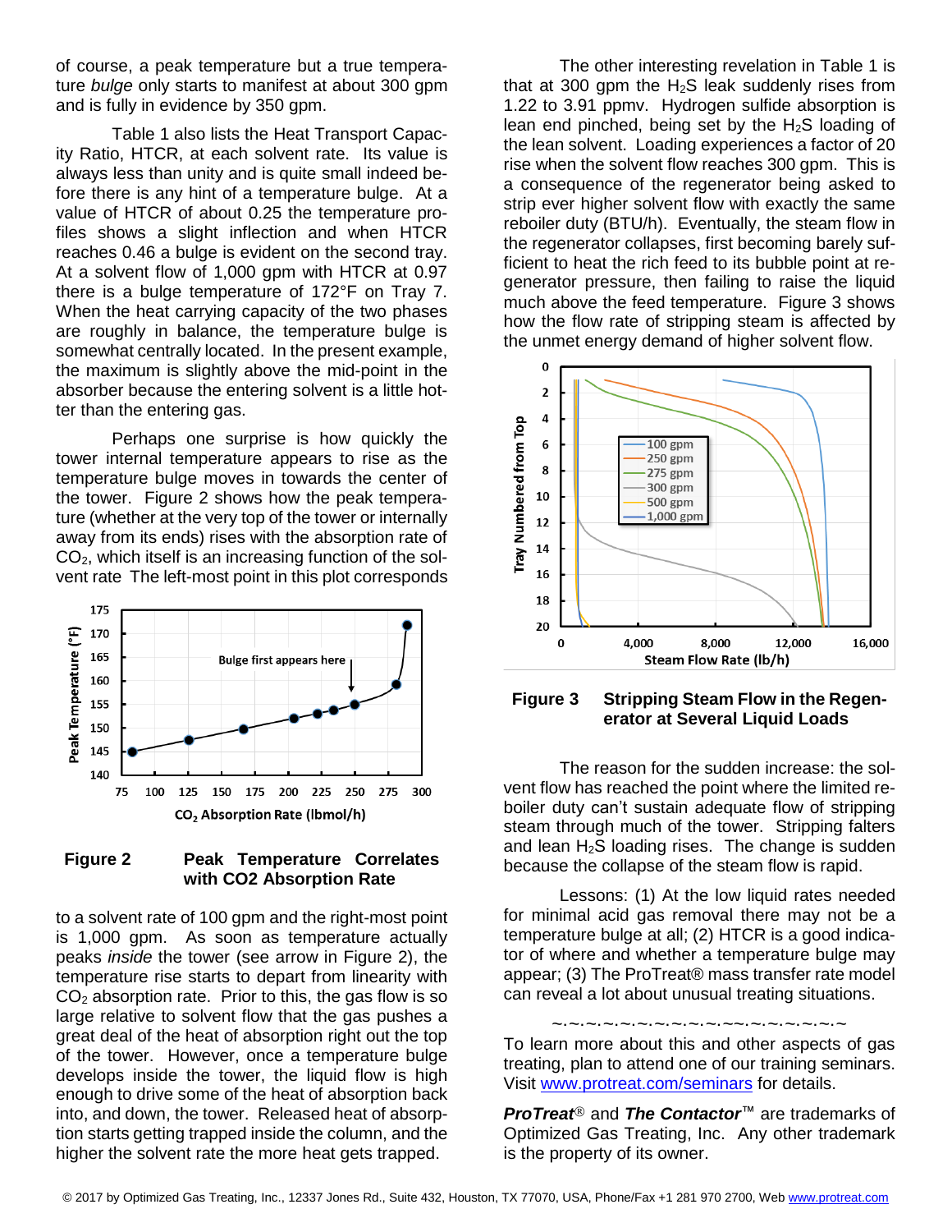of course, a peak temperature but a true temperature *bulge* only starts to manifest at about 300 gpm and is fully in evidence by 350 gpm.

Table 1 also lists the Heat Transport Capacity Ratio, HTCR, at each solvent rate. Its value is always less than unity and is quite small indeed before there is any hint of a temperature bulge. At a value of HTCR of about 0.25 the temperature profiles shows a slight inflection and when HTCR reaches 0.46 a bulge is evident on the second tray. At a solvent flow of 1,000 gpm with HTCR at 0.97 there is a bulge temperature of 172°F on Tray 7. When the heat carrying capacity of the two phases are roughly in balance, the temperature bulge is somewhat centrally located. In the present example, the maximum is slightly above the mid-point in the absorber because the entering solvent is a little hotter than the entering gas.

Perhaps one surprise is how quickly the tower internal temperature appears to rise as the temperature bulge moves in towards the center of the tower. Figure 2 shows how the peak temperature (whether at the very top of the tower or internally away from its ends) rises with the absorption rate of $CO_2$, which itself is an increasing function of the solvent rate The left-most point in this plot corresponds

Peak Temperature (°F)
175
170
165
160
155
150
145
140
Bulge first appears here
75 100 125 150 175 200 225 250 275 300
$CO_2$ Absorption Rate (lbmol/h)

**Figure 2 Peak Temperature Correlates with CO2 Absorption Rate**

to a solvent rate of 100 gpm and the right-most point is 1,000 gpm. As soon as temperature actually peaks *inside* the tower (see arrow in Figure 2), the temperature rise starts to depart from linearity with $CO_2$ absorption rate. Prior to this, the gas flow is so large relative to solvent flow that the gas pushes a great deal of the heat of absorption right out the top of the tower. However, once a temperature bulge develops inside the tower, the liquid flow is high enough to drive some of the heat of absorption back into, and down, the tower. Released heat of absorption starts getting trapped inside the column, and the higher the solvent rate the more heat gets trapped.

The other interesting revelation in Table 1 is that at 300 gpm the $H_2S$ leak suddenly rises from 1.22 to 3.91 ppmv. Hydrogen sulfide absorption is lean end pinched, being set by the $H_2S$ loading of the lean solvent. Loading experiences a factor of 20 rise when the solvent flow reaches 300 gpm. This is a consequence of the regenerator being asked to strip ever higher solvent flow with exactly the same reboiler duty (BTU/h). Eventually, the steam flow in the regenerator collapses, first becoming barely sufficient to heat the rich feed to its bubble point at regenerator pressure, then failing to raise the liquid much above the feed temperature. Figure 3 shows how the flow rate of stripping steam is affected by the unmet energy demand of higher solvent flow.

Tray Numbered from Top
0
2
4
6
8
10
12
14
16
18
20
100 gpm
250 gpm
275 gpm
300 gpm
500 gpm
1,000 gpm
0 4,000 8,000 12,000 16,000
Steam Flow Rate (lb/h)

**Figure 3 Stripping Steam Flow in the Regenerator at Several Liquid Loads**

The reason for the sudden increase: the solvent flow has reached the point where the limited reboiler duty can't sustain adequate flow of stripping steam through much of the tower. Stripping falters and lean $H_2S$ loading rises. The change is sudden because the collapse of the steam flow is rapid.

Lessons: (1) At the low liquid rates needed for minimal acid gas removal there may not be a temperature bulge at all; (2) HTCR is a good indicator of where and whether a temperature bulge may appear; (3) The ProTreat® mass transfer rate model can reveal a lot about unusual treating situations.

~.~.~.~.~.~.~.~.~.~.~.~~.~.~.~.~.~.~.~

To learn more about this and other aspects of gas treating, plan to attend one of our training seminars. Visit [www.protreat.com/seminars](http://www.protreat.com/seminars) for details.

***ProTreat***® and ***The Contactor***™ are trademarks of Optimized Gas Treating, Inc. Any other trademark is the property of its owner.

© 2017 by Optimized Gas Treating, Inc., 12337 Jones Rd., Suite 432, Houston, TX 77070, USA, Phone/Fax +1 281 970 2700, Web [www.protreat.com](http://www.protreat.com)